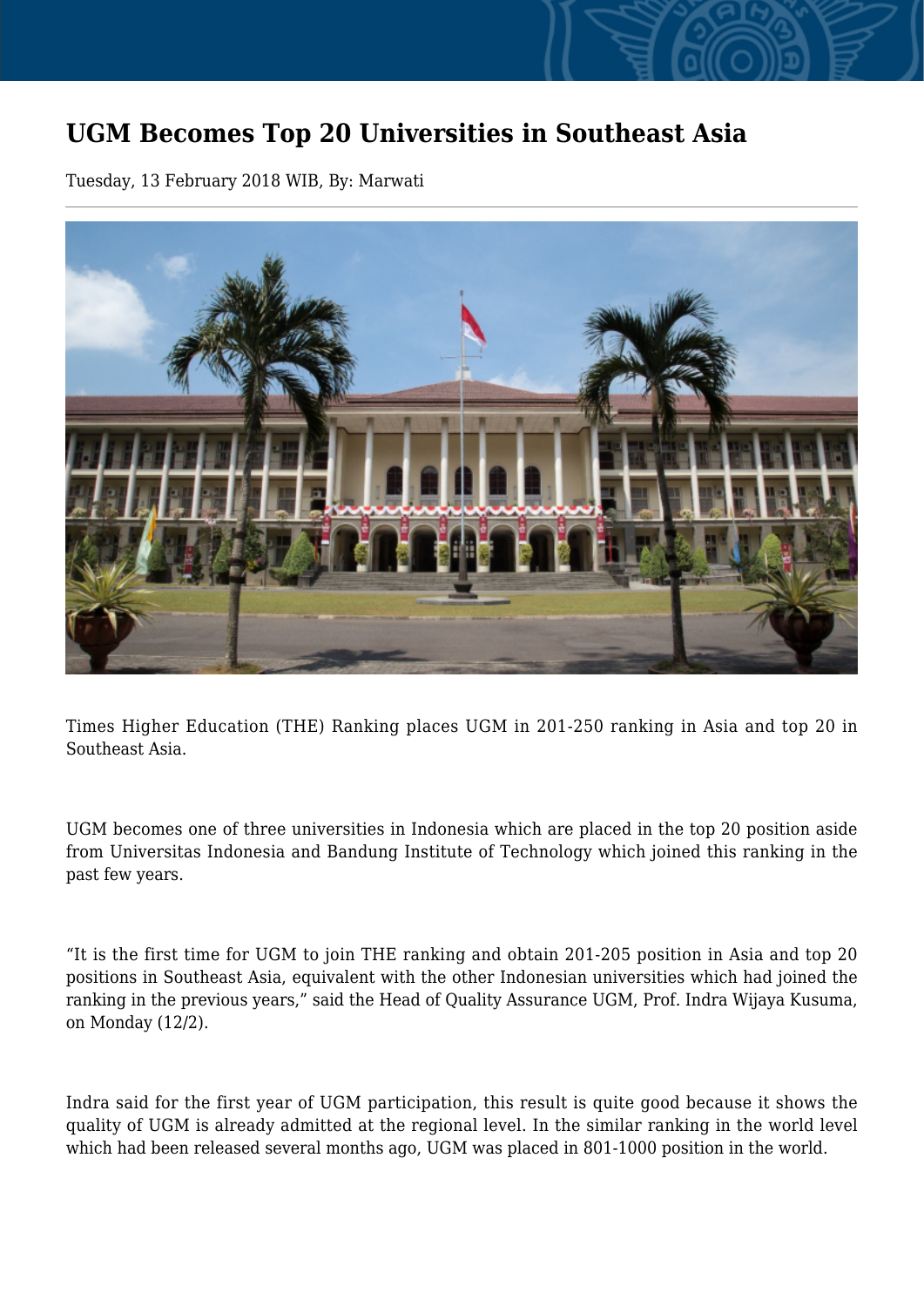# UGM Becomes Top 20 Universities in Southeast Asia

Tuesday, 13 February 2018 WIB, By: Marwati

Times Higher Education (THE) Ranking places UGM in 201-250 ranking in Asia and top 20 in Southeast Asia.

UGM becomes one of three universities in Indonesia which are placed in the top 20 position aside from Universitas Indonesia and Bandung Institute of Technology which joined this ranking in the past few years.

"It is the first time for UGM to join THE ranking and obtain 201-205 position in Asia and top 20 positions in Southeast Asia, equivalent with the other Indonesian universities which had joined the ranking in the previous years," said the Head of Quality Assurance UGM, Prof. Indra Wijaya Kusuma, on Monday (12/2).

Indra said for the first year of UGM participation, this result is quite good because it shows the quality of UGM is already admitted at the regional level. In the similar ranking in the world level which had been released several months ago, UGM was placed in 801-1000 position in the world.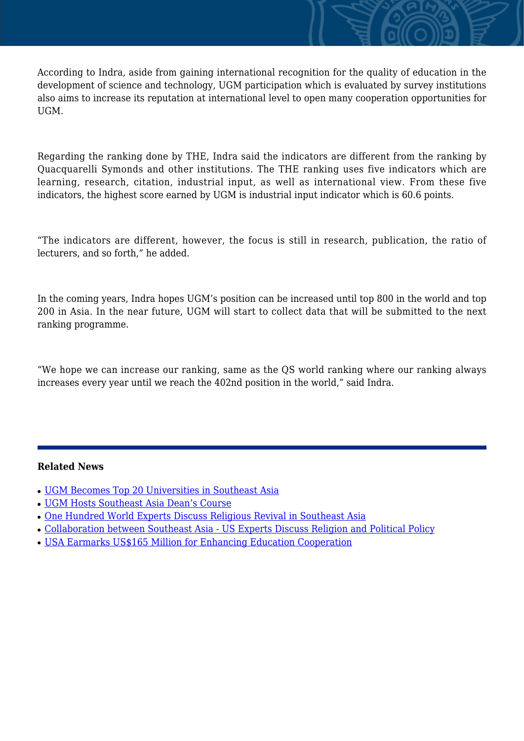According to Indra, aside from gaining international recognition for the quality of education in the development of science and technology, UGM participation which is evaluated by survey institutions also aims to increase its reputation at international level to open many cooperation opportunities for UGM.

Regarding the ranking done by THE, Indra said the indicators are different from the ranking by Quacquarelli Symonds and other institutions. The THE ranking uses five indicators which are learning, research, citation, industrial input, as well as international view. From these five indicators, the highest score earned by UGM is industrial input indicator which is 60.6 points.

“The indicators are different, however, the focus is still in research, publication, the ratio of lecturers, and so forth,” he added.

In the coming years, Indra hopes UGM’s position can be increased until top 800 in the world and top 200 in Asia. In the near future, UGM will start to collect data that will be submitted to the next ranking programme.

“We hope we can increase our ranking, same as the QS world ranking where our ranking always increases every year until we reach the 402nd position in the world,” said Indra.

---

**Related News**

- UGM Becomes Top 20 Universities in Southeast Asia
- UGM Hosts Southeast Asia Dean’s Course
- One Hundred World Experts Discuss Religious Revival in Southeast Asia
- Collaboration between Southeast Asia - US Experts Discuss Religion and Political Policy
- USA Earmarks US$165 Million for Enhancing Education Cooperation